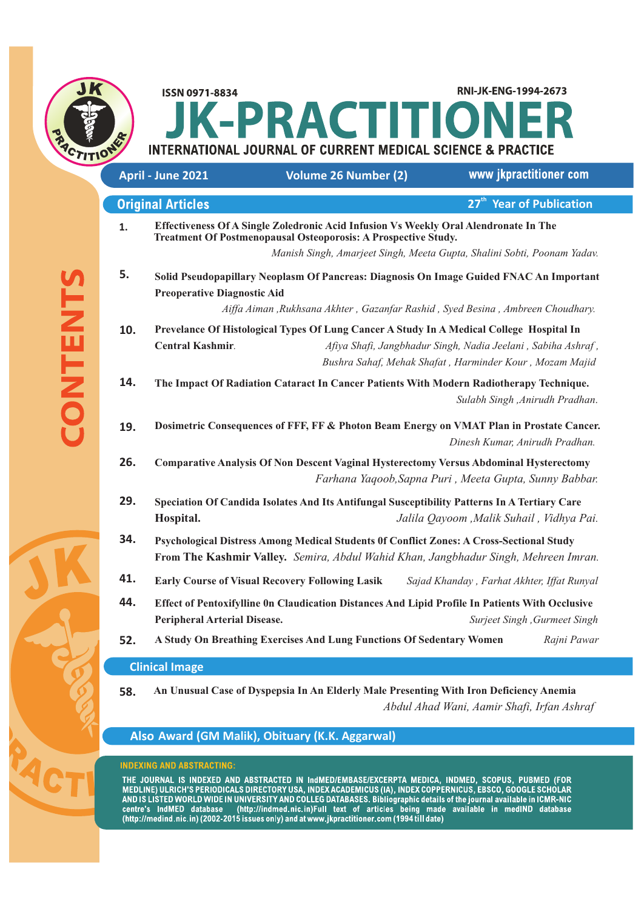ISSN 0971-8834

RNI-JK-ENG-1994-2673

# JK-PRACTITIONER

## INTERNATIONAL JOURNAL OF CURRENT MEDICAL SCIENCE & PRACTICE

April - June 2021 | Volume 26 Number (2) | www jkpractitioner com

# CONTENTS

## Original Articles

27th Year of Publication

**1.** **Effectiveness Of A Single Zoledronic Acid Infusion Vs Weekly Oral Alendronate In The Treatment Of Postmenopausal Osteoporosis: A Prospective Study.**
*Manish Singh, Amarjeet Singh, Meeta Gupta, Shalini Sobti, Poonam Yadav.*

**5.** **Solid Pseudopapillary Neoplasm Of Pancreas: Diagnosis On Image Guided FNAC An Important Preoperative Diagnostic Aid**
*Aiffa Aiman ,Rukhsana Akhter , Gazanfar Rashid , Syed Besina , Ambreen Choudhary.*

**10.** **Prevelance Of Histological Types Of Lung Cancer A Study In A Medical College Hospital In Central Kashmir.**
*Afiya Shafi, Jangbhadur Singh, Nadia Jeelani , Sabiha Ashraf , Bushra Sahaf, Mehak Shafat , Harminder Kour , Mozam Majid*

**14.** **The Impact Of Radiation Cataract In Cancer Patients With Modern Radiotherapy Technique.**
*Sulabh Singh ,Anirudh Pradhan.*

**19.** **Dosimetric Consequences of FFF, FF & Photon Beam Energy on VMAT Plan in Prostate Cancer.**
*Dinesh Kumar, Anirudh Pradhan.*

**26.** **Comparative Analysis Of Non Descent Vaginal Hysterectomy Versus Abdominal Hysterectomy**
*Farhana Yaqoob,Sapna Puri , Meeta Gupta, Sunny Babbar.*

**29.** **Speciation Of Candida Isolates And Its Antifungal Susceptibility Patterns In A Tertiary Care Hospital.**
*Jalila Qayoom ,Malik Suhail , Vidhya Pai.*

**34.** **Psychological Distress Among Medical Students 0f Conflict Zones: A Cross-Sectional Study From The Kashmir Valley.**
*Semira, Abdul Wahid Khan, Jangbhadur Singh, Mehreen Imran.*

**41.** **Early Course of Visual Recovery Following Lasik**
*Sajad Khanday , Farhat Akhter, Iffat Runyal*

**44.** **Effect of Pentoxifylline 0n Claudication Distances And Lipid Profile In Patients With Occlusive Peripheral Arterial Disease.**
*Surjeet Singh ,Gurmeet Singh*

**52.** **A Study On Breathing Exercises And Lung Functions Of Sedentary Women**
*Rajni Pawar*

## Clinical Image

**58.** **An Unusual Case of Dyspepsia In An Elderly Male Presenting With Iron Deficiency Anemia**
*Abdul Ahad Wani, Aamir Shafi, Irfan Ashraf*

## Also Award (GM Malik), Obituary (K.K. Aggarwal)

### INDEXING AND ABSTRACTING:

THE JOURNAL IS INDEXED AND ABSTRACTED IN IndMED/EMBASE/EXCERPTA MEDICA, INDMED, SCOPUS, PUBMED (FOR MEDLINE) ULRICH'S PERIODICALS DIRECTORY USA, INDEX ACADEMICUS (IA), INDEX COPPERNICUS, EBSCO, GOOGLE SCHOLAR AND IS LISTED WORLD WIDE IN UNIVERSITY AND COLLEG DATABASES. Bibliographic details of the journal available in ICMR-NIC centre's IndMED database (http://indmed.nic.in)Full text of articles being made available in medIND database (http://medind.nic.in) (2002-2015 issues only) and at www.jkpractitioner.com (1994 till date)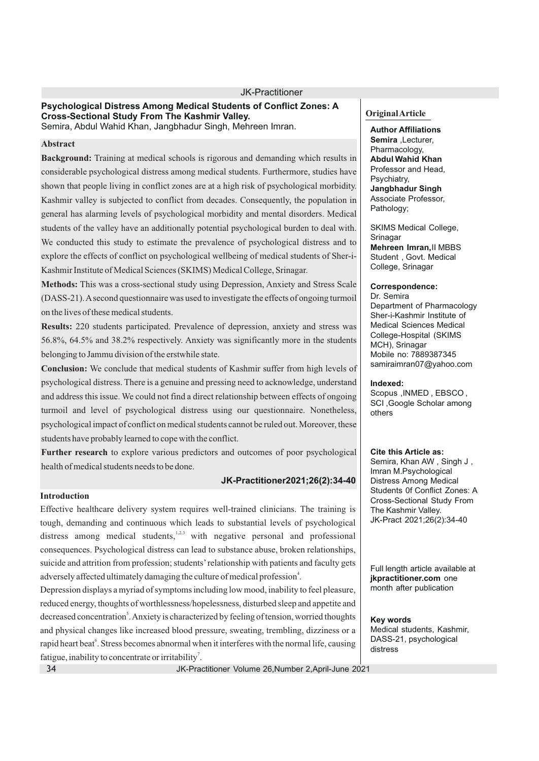# Psychological Distress Among Medical Students of Conflict Zones: A Cross-Sectional Study From The Kashmir Valley.

Semira, Abdul Wahid Khan, Jangbhadur Singh, Mehreen Imran.

**Original Article**

## Abstract

**Background:** Training at medical schools is rigorous and demanding which results in considerable psychological distress among medical students. Furthermore, studies have shown that people living in conflict zones are at a high risk of psychological morbidity. Kashmir valley is subjected to conflict from decades. Consequently, the population in general has alarming levels of psychological morbidity and mental disorders. Medical students of the valley have an additionally potential psychological burden to deal with. We conducted this study to estimate the prevalence of psychological distress and to explore the effects of conflict on psychological wellbeing of medical students of Sher-i-Kashmir Institute of Medical Sciences (SKIMS) Medical College, Srinagar.

**Methods:** This was a cross-sectional study using Depression, Anxiety and Stress Scale (DASS-21). A second questionnaire was used to investigate the effects of ongoing turmoil on the lives of these medical students.

**Results:** 220 students participated. Prevalence of depression, anxiety and stress was 56.8%, 64.5% and 38.2% respectively. Anxiety was significantly more in the students belonging to Jammu division of the erstwhile state.

**Conclusion:** We conclude that medical students of Kashmir suffer from high levels of psychological distress. There is a genuine and pressing need to acknowledge, understand and address this issue. We could not find a direct relationship between effects of ongoing turmoil and level of psychological distress using our questionnaire. Nonetheless, psychological impact of conflict on medical students cannot be ruled out. Moreover, these students have probably learned to cope with the conflict.

**Further research** to explore various predictors and outcomes of poor psychological health of medical students needs to be done.

**JK-Practitioner2021;26(2):34-40**

**Author Affiliations**

**Semira**, Lecturer, Pharmacology,
**Abdul Wahid Khan** Professor and Head, Psychiatry,
**Jangbhadur Singh** Associate Professor, Pathology;

SKIMS Medical College, Srinagar

**Mehreen Imran,** II MBBS Student , Govt. Medical College, Srinagar

**Correspondence:**
Dr. Semira
Department of Pharmacology
Sher-i-Kashmir Institute of Medical Sciences Medical College-Hospital (SKIMS MCH), Srinagar
Mobile no: 7889387345
samiraimran07@yahoo.com

**Indexed:**
Scopus, INMED, EBSCO, SCI, Google Scholar among others

**Cite this Article as:**
Semira, Khan AW, Singh J, Imran M. Psychological Distress Among Medical Students 0f Conflict Zones: A Cross-Sectional Study From The Kashmir Valley. JK-Pract 2021;26(2):34-40

Full length article available at **jkpractitioner.com** one month after publication

**Key words**
Medical students, Kashmir, DASS-21, psychological distress

## Introduction

Effective healthcare delivery system requires well-trained clinicians. The training is tough, demanding and continuous which leads to substantial levels of psychological distress among medical students,[1,2,3] with negative personal and professional consequences. Psychological distress can lead to substance abuse, broken relationships, suicide and attrition from profession; students' relationship with patients and faculty gets adversely affected ultimately damaging the culture of medical profession[4].

Depression displays a myriad of symptoms including low mood, inability to feel pleasure, reduced energy, thoughts of worthlessness/hopelessness, disturbed sleep and appetite and decreased concentration[5]. Anxiety is characterized by feeling of tension, worried thoughts and physical changes like increased blood pressure, sweating, trembling, dizziness or a rapid heart beat[6]. Stress becomes abnormal when it interferes with the normal life, causing fatigue, inability to concentrate or irritability[7].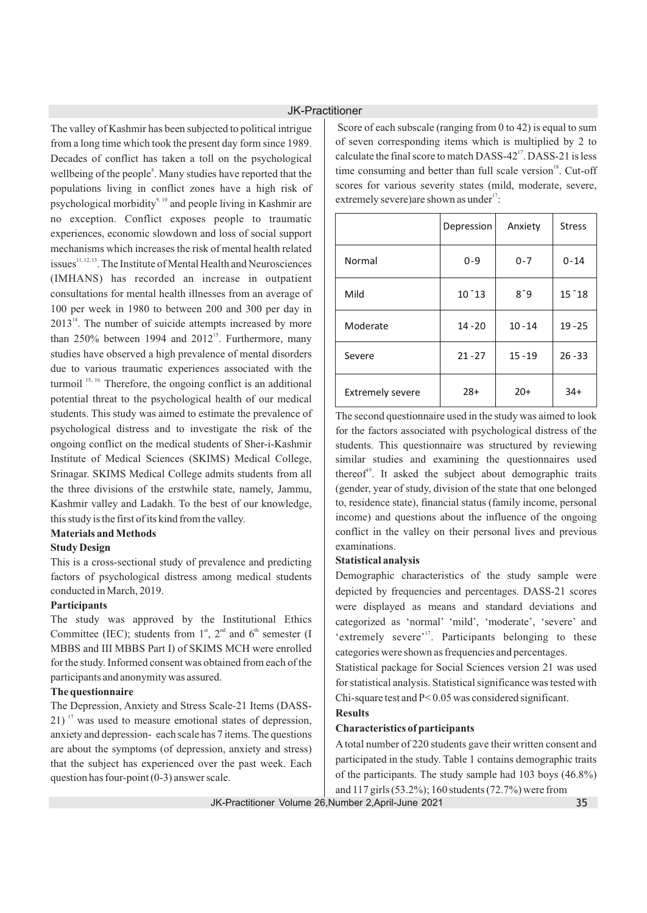The valley of Kashmir has been subjected to political intrigue from a long time which took the present day form since 1989. Decades of conflict has taken a toll on the psychological wellbeing of the people[8]. Many studies have reported that the populations living in conflict zones have a high risk of psychological morbidity[9, 10] and people living in Kashmir are no exception. Conflict exposes people to traumatic experiences, economic slowdown and loss of social support mechanisms which increases the risk of mental health related issues[11, 12, 13]. The Institute of Mental Health and Neurosciences (IMHANS) has recorded an increase in outpatient consultations for mental health illnesses from an average of 100 per week in 1980 to between 200 and 300 per day in 2013[14]. The number of suicide attempts increased by more than 250% between 1994 and 2012[15]. Furthermore, many studies have observed a high prevalence of mental disorders due to various traumatic experiences associated with the turmoil [15, 16.] Therefore, the ongoing conflict is an additional potential threat to the psychological health of our medical students. This study was aimed to estimate the prevalence of psychological distress and to investigate the risk of the ongoing conflict on the medical students of Sher-i-Kashmir Institute of Medical Sciences (SKIMS) Medical College, Srinagar. SKIMS Medical College admits students from all the three divisions of the erstwhile state, namely, Jammu, Kashmir valley and Ladakh. To the best of our knowledge, this study is the first of its kind from the valley.

## Materials and Methods

### Study Design

This is a cross-sectional study of prevalence and predicting factors of psychological distress among medical students conducted in March, 2019.

### Participants

The study was approved by the Institutional Ethics Committee (IEC); students from $1^{st}$, $2^{nd}$ and $6^{th}$ semester (I MBBS and III MBBS Part I) of SKIMS MCH were enrolled for the study. Informed consent was obtained from each of the participants and anonymity was assured.

### The questionnaire

The Depression, Anxiety and Stress Scale-21 Items (DASS-21) [17] was used to measure emotional states of depression, anxiety and depression- each scale has 7 items. The questions are about the symptoms (of depression, anxiety and stress) that the subject has experienced over the past week. Each question has four-point (0-3) answer scale.

Score of each subscale (ranging from 0 to 42) is equal to sum of seven corresponding items which is multiplied by 2 to calculate the final score to match DASS-42[17]. DASS-21 is less time consuming and better than full scale version[18]. Cut-off scores for various severity states (mild, moderate, severe, extremely severe)are shown as under[17]:

| | Depression | Anxiety | Stress |
|---|---|---|---|
| Normal | 0 - 9 | 0 - 7 | 0 - 14 |
| Mild | 10 ̄ 13 | 8 ̄ 9 | 15 ̄ 18 |
| Moderate | 14 - 20 | 10 - 14 | 19 - 25 |
| Severe | 21 - 27 | 15 - 19 | 26 - 33 |
| Extremely severe | 28+ | 20+ | 34+ |

The second questionnaire used in the study was aimed to look for the factors associated with psychological distress of the students. This questionnaire was structured by reviewing similar studies and examining the questionnaires used thereof[19]. It asked the subject about demographic traits (gender, year of study, division of the state that one belonged to, residence state), financial status (family income, personal income) and questions about the influence of the ongoing conflict in the valley on their personal lives and previous examinations.

### Statistical analysis

Demographic characteristics of the study sample were depicted by frequencies and percentages. DASS-21 scores were displayed as means and standard deviations and categorized as 'normal' 'mild', 'moderate', 'severe' and 'extremely severe'[17]. Participants belonging to these categories were shown as frequencies and percentages.

Statistical package for Social Sciences version 21 was used for statistical analysis. Statistical significance was tested with Chi-square test and $P < 0.05$ was considered significant.

## Results

### Characteristics of participants

A total number of 220 students gave their written consent and participated in the study. Table 1 contains demographic traits of the participants. The study sample had 103 boys (46.8%) and 117 girls (53.2%); 160 students (72.7%) were from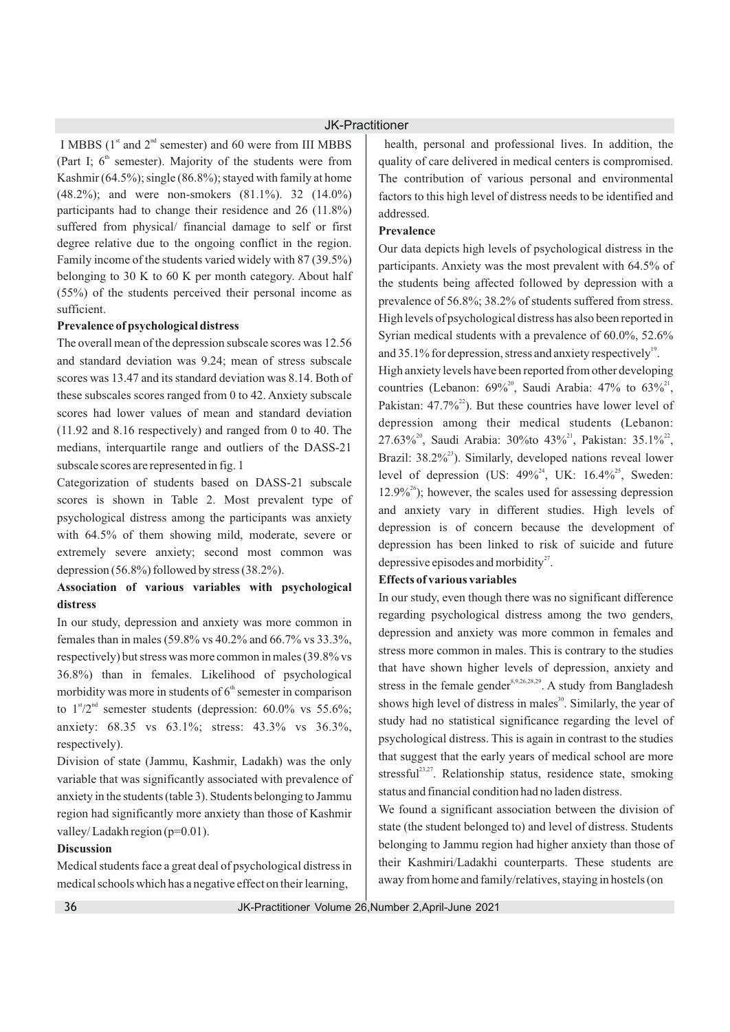I MBBS (1st and 2nd semester) and 60 were from III MBBS (Part I; 6th semester). Majority of the students were from Kashmir (64.5%); single (86.8%); stayed with family at home (48.2%); and were non-smokers (81.1%). 32 (14.0%) participants had to change their residence and 26 (11.8%) suffered from physical/ financial damage to self or first degree relative due to the ongoing conflict in the region. Family income of the students varied widely with 87 (39.5%) belonging to 30 K to 60 K per month category. About half (55%) of the students perceived their personal income as sufficient.

**Prevalence of psychological distress**

The overall mean of the depression subscale scores was 12.56 and standard deviation was 9.24; mean of stress subscale scores was 13.47 and its standard deviation was 8.14. Both of these subscales scores ranged from 0 to 42. Anxiety subscale scores had lower values of mean and standard deviation (11.92 and 8.16 respectively) and ranged from 0 to 40. The medians, interquartile range and outliers of the DASS-21 subscale scores are represented in fig. 1

Categorization of students based on DASS-21 subscale scores is shown in Table 2. Most prevalent type of psychological distress among the participants was anxiety with 64.5% of them showing mild, moderate, severe or extremely severe anxiety; second most common was depression (56.8%) followed by stress (38.2%).

**Association of various variables with psychological distress**

In our study, depression and anxiety was more common in females than in males (59.8% vs 40.2% and 66.7% vs 33.3%, respectively) but stress was more common in males (39.8% vs 36.8%) than in females. Likelihood of psychological morbidity was more in students of 6th semester in comparison to 1st/2nd semester students (depression: 60.0% vs 55.6%; anxiety: 68.35 vs 63.1%; stress: 43.3% vs 36.3%, respectively).

Division of state (Jammu, Kashmir, Ladakh) was the only variable that was significantly associated with prevalence of anxiety in the students (table 3). Students belonging to Jammu region had significantly more anxiety than those of Kashmir valley/ Ladakh region ($p=0.01$).

**Discussion**

Medical students face a great deal of psychological distress in medical schools which has a negative effect on their learning, health, personal and professional lives. In addition, the quality of care delivered in medical centers is compromised. The contribution of various personal and environmental factors to this high level of distress needs to be identified and addressed.

**Prevalence**

Our data depicts high levels of psychological distress in the participants. Anxiety was the most prevalent with 64.5% of the students being affected followed by depression with a prevalence of 56.8%; 38.2% of students suffered from stress. High levels of psychological distress has also been reported in Syrian medical students with a prevalence of 60.0%, 52.6% and 35.1% for depression, stress and anxiety respectively[19].

High anxiety levels have been reported from other developing countries (Lebanon: 69%[20], Saudi Arabia: 47% to 63%[21], Pakistan: 47.7%[22]). But these countries have lower level of depression among their medical students (Lebanon: 27.63%[20], Saudi Arabia: 30%to 43%[21], Pakistan: 35.1%[22], Brazil: 38.2%[23]). Similarly, developed nations reveal lower level of depression (US: 49%[24], UK: 16.4%[25], Sweden: 12.9%[26]); however, the scales used for assessing depression and anxiety vary in different studies. High levels of depression is of concern because the development of depression has been linked to risk of suicide and future depressive episodes and morbidity[27].

**Effects of various variables**

In our study, even though there was no significant difference regarding psychological distress among the two genders, depression and anxiety was more common in females and stress more common in males. This is contrary to the studies that have shown higher levels of depression, anxiety and stress in the female gender[8,9,26,28,29]. A study from Bangladesh shows high level of distress in males[30]. Similarly, the year of study had no statistical significance regarding the level of psychological distress. This is again in contrast to the studies that suggest that the early years of medical school are more stressful[23,27]. Relationship status, residence state, smoking status and financial condition had no laden distress.

We found a significant association between the division of state (the student belonged to) and level of distress. Students belonging to Jammu region had higher anxiety than those of their Kashmiri/Ladakhi counterparts. These students are away from home and family/relatives, staying in hostels (on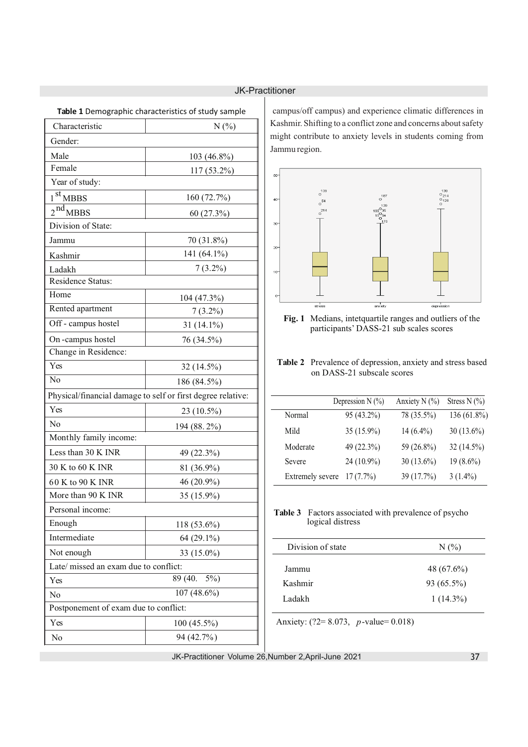**Table 1** Demographic characteristics of study sample

| Characteristic | N (%) |
|---|---|
| Gender: | |
| Male | 103 (46.8%) |
| Female | 117 (53.2%) |
| Year of study: | |
| 1st MBBS | 160 (72.7%) |
| 2nd MBBS | 60 (27.3%) |
| Division of State: | |
| Jammu | 70 (31.8%) |
| Kashmir | 141 (64.1%) |
| Ladakh | 7 (3.2%) |
| Residence Status: | |
| Home | 104 (47.3%) |
| Rented apartment | 7 (3.2%) |
| Off - campus hostel | 31 (14.1%) |
| On -campus hostel | 76 (34.5%) |
| Change in Residence: | |
| Yes | 32 (14.5%) |
| No | 186 (84.5%) |
| Physical/financial damage to self or first degree relative: | |
| Yes | 23 (10.5%) |
| No | 194 (88. 2%) |
| Monthly family income: | |
| Less than 30 K INR | 49 (22.3%) |
| 30 K to 60 K INR | 81 (36.9%) |
| 60 K to 90 K INR | 46 (20.9%) |
| More than 90 K INR | 35 (15.9%) |
| Personal income: | |
| Enough | 118 (53.6%) |
| Intermediate | 64 (29.1%) |
| Not enough | 33 (15.0%) |
| Late/ missed an exam due to conflict: | |
| Yes | 89 (40. 5%) |
| No | 107 (48.6%) |
| Postponement of exam due to conflict: | |
| Yes | 100 (45.5%) |
| No | 94 (42.7%) |

campus/off campus) and experience climatic differences in Kashmir. Shifting to a conflict zone and concerns about safety might contribute to anxiety levels in students coming from Jammu region.

**Fig. 1** Medians, intetquartile ranges and outliers of the participants' DASS-21 sub scales scores

**Table 2** Prevalence of depression, anxiety and stress based on DASS-21 subscale scores

| | Depression N (%) | Anxiety N (%) | Stress N (%) |
|---|---|---|---|
| Normal | 95 (43.2%) | 78 (35.5%) | 136 (61.8%) |
| Mild | 35 (15.9%) | 14 (6.4%) | 30 (13.6%) |
| Moderate | 49 (22.3%) | 59 (26.8%) | 32 (14.5%) |
| Severe | 24 (10.9%) | 30 (13.6%) | 19 (8.6%) |
| Extremely severe | 17 (7.7%) | 39 (17.7%) | 3 (1.4%) |

**Table 3** Factors associated with prevalence of psycho logical distress

| Division of state | N (%) |
|---|---|
| Jammu | 48 (67.6%) |
| Kashmir | 93 (65.5%) |
| Ladakh | 1 (14.3%) |

Anxiety: (?2= 8.073, *p*-value= 0.018)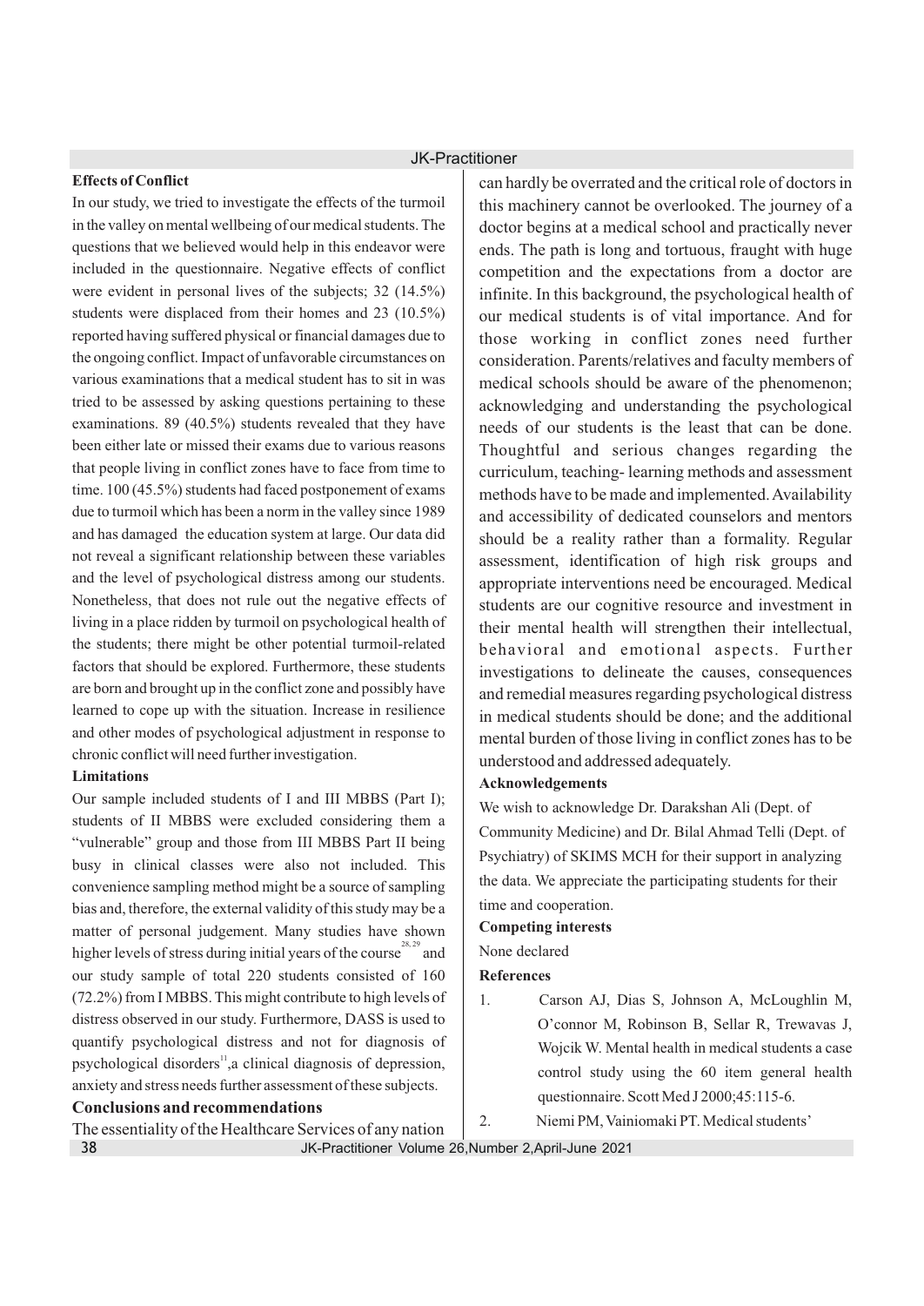**Effects of Conflict**

In our study, we tried to investigate the effects of the turmoil in the valley on mental wellbeing of our medical students. The questions that we believed would help in this endeavor were included in the questionnaire. Negative effects of conflict were evident in personal lives of the subjects; 32 (14.5%) students were displaced from their homes and 23 (10.5%) reported having suffered physical or financial damages due to the ongoing conflict. Impact of unfavorable circumstances on various examinations that a medical student has to sit in was tried to be assessed by asking questions pertaining to these examinations. 89 (40.5%) students revealed that they have been either late or missed their exams due to various reasons that people living in conflict zones have to face from time to time. 100 (45.5%) students had faced postponement of exams due to turmoil which has been a norm in the valley since 1989 and has damaged the education system at large. Our data did not reveal a significant relationship between these variables and the level of psychological distress among our students. Nonetheless, that does not rule out the negative effects of living in a place ridden by turmoil on psychological health of the students; there might be other potential turmoil-related factors that should be explored. Furthermore, these students are born and brought up in the conflict zone and possibly have learned to cope up with the situation. Increase in resilience and other modes of psychological adjustment in response to chronic conflict will need further investigation.

**Limitations**

Our sample included students of I and III MBBS (Part I); students of II MBBS were excluded considering them a "vulnerable" group and those from III MBBS Part II being busy in clinical classes were also not included. This convenience sampling method might be a source of sampling bias and, therefore, the external validity of this study may be a matter of personal judgement. Many studies have shown higher levels of stress during initial years of the course[28, 29] and our study sample of total 220 students consisted of 160 (72.2%) from I MBBS. This might contribute to high levels of distress observed in our study. Furthermore, DASS is used to quantify psychological distress and not for diagnosis of psychological disorders[11],a clinical diagnosis of depression, anxiety and stress needs further assessment of these subjects.

**Conclusions and recommendations**

The essentiality of the Healthcare Services of any nation can hardly be overrated and the critical role of doctors in this machinery cannot be overlooked. The journey of a doctor begins at a medical school and practically never ends. The path is long and tortuous, fraught with huge competition and the expectations from a doctor are infinite. In this background, the psychological health of our medical students is of vital importance. And for those working in conflict zones need further consideration. Parents/relatives and faculty members of medical schools should be aware of the phenomenon; acknowledging and understanding the psychological needs of our students is the least that can be done. Thoughtful and serious changes regarding the curriculum, teaching- learning methods and assessment methods have to be made and implemented. Availability and accessibility of dedicated counselors and mentors should be a reality rather than a formality. Regular assessment, identification of high risk groups and appropriate interventions need be encouraged. Medical students are our cognitive resource and investment in their mental health will strengthen their intellectual, behavioral and emotional aspects. Further investigations to delineate the causes, consequences and remedial measures regarding psychological distress in medical students should be done; and the additional mental burden of those living in conflict zones has to be understood and addressed adequately.

**Acknowledgements**

We wish to acknowledge Dr. Darakshan Ali (Dept. of Community Medicine) and Dr. Bilal Ahmad Telli (Dept. of Psychiatry) of SKIMS MCH for their support in analyzing the data. We appreciate the participating students for their time and cooperation.

**Competing interests**

None declared

**References**

1. Carson AJ, Dias S, Johnson A, McLoughlin M, O'connor M, Robinson B, Sellar R, Trewavas J, Wojcik W. Mental health in medical students a case control study using the 60 item general health questionnaire. Scott Med J 2000;45:115-6.
2. Niemi PM, Vainiomaki PT. Medical students'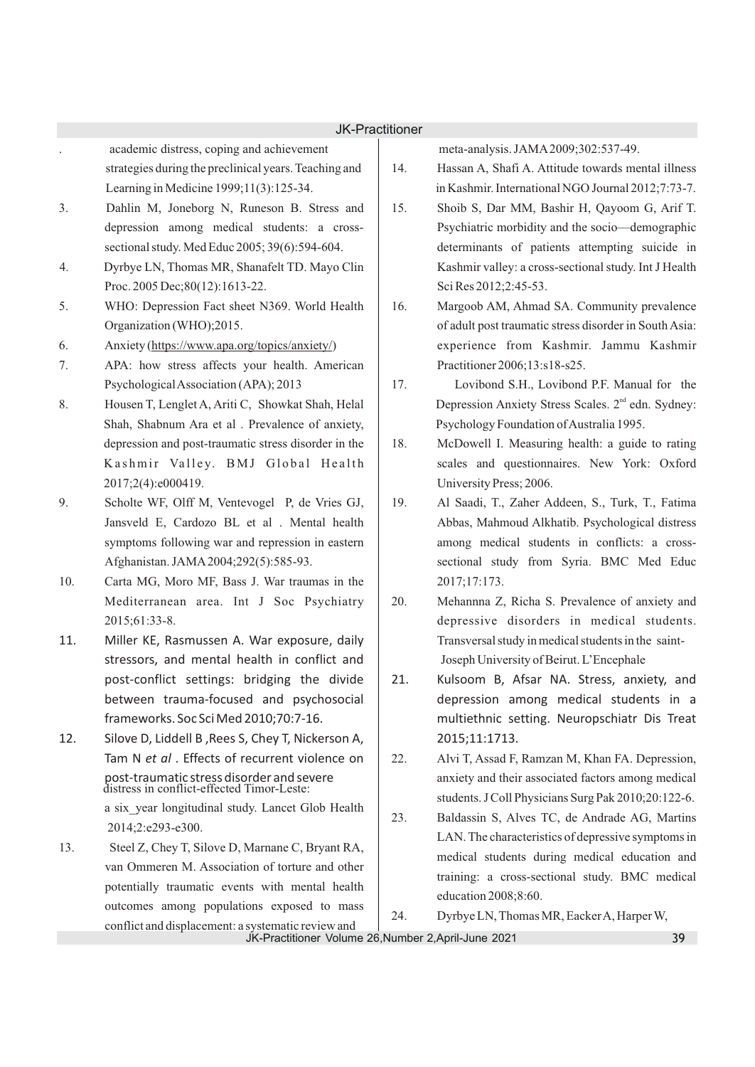. academic distress, coping and achievement strategies during the preclinical years. Teaching and Learning in Medicine 1999;11(3):125-34.

3. Dahlin M, Joneborg N, Runeson B. Stress and depression among medical students: a cross-sectional study. Med Educ 2005; 39(6):594-604.

4. Dyrbye LN, Thomas MR, Shanafelt TD. Mayo Clin Proc. 2005 Dec;80(12):1613-22.

5. WHO: Depression Fact sheet N369. World Health Organization (WHO);2015.

6. Anxiety (https://www.apa.org/topics/anxiety/)

7. APA: how stress affects your health. American Psychological Association (APA); 2013

8. Housen T, Lenglet A, Ariti C, Showkat Shah, Helal Shah, Shabnum Ara et al . Prevalence of anxiety, depression and post-traumatic stress disorder in the Kashmir Valley. BMJ Global Health 2017;2(4):e000419.

9. Scholte WF, Olff M, Ventevogel P, de Vries GJ, Jansveld E, Cardozo BL et al . Mental health symptoms following war and repression in eastern Afghanistan. JAMA 2004;292(5):585-93.

10. Carta MG, Moro MF, Bass J. War traumas in the Mediterranean area. Int J Soc Psychiatry 2015;61:33-8.

11. Miller KE, Rasmussen A. War exposure, daily stressors, and mental health in conflict and post-conflict settings: bridging the divide between trauma-focused and psychosocial frameworks. Soc Sci Med 2010;70:7-16.

12. Silove D, Liddell B ,Rees S, Chey T, Nickerson A, Tam N *et al* . Effects of recurrent violence on post-traumatic stress disorder and severe distress in conflict-effected Timor-Leste: a six_year longitudinal study. Lancet Glob Health 2014;2:e293-e300.

13. Steel Z, Chey T, Silove D, Marnane C, Bryant RA, van Ommeren M. Association of torture and other potentially traumatic events with mental health outcomes among populations exposed to mass conflict and displacement: a systematic review and meta-analysis. JAMA 2009;302:537-49.

14. Hassan A, Shafi A. Attitude towards mental illness in Kashmir. International NGO Journal 2012;7:73-7.

15. Shoib S, Dar MM, Bashir H, Qayoom G, Arif T. Psychiatric morbidity and the socio—demographic determinants of patients attempting suicide in Kashmir valley: a cross-sectional study. Int J Health Sci Res 2012;2:45-53.

16. Margoob AM, Ahmad SA. Community prevalence of adult post traumatic stress disorder in South Asia: experience from Kashmir. Jammu Kashmir Practitioner 2006;13:s18-s25.

17. Lovibond S.H., Lovibond P.F. Manual for the Depression Anxiety Stress Scales. 2nd edn. Sydney: Psychology Foundation of Australia 1995.

18. McDowell I. Measuring health: a guide to rating scales and questionnaires. New York: Oxford University Press; 2006.

19. Al Saadi, T., Zaher Addeen, S., Turk, T., Fatima Abbas, Mahmoud Alkhatib. Psychological distress among medical students in conflicts: a cross-sectional study from Syria. BMC Med Educ 2017;17:173.

20. Mehannna Z, Richa S. Prevalence of anxiety and depressive disorders in medical students. Transversal study in medical students in the saint-Joseph University of Beirut. L'Encephale

21. Kulsoom B, Afsar NA. Stress, anxiety, and depression among medical students in a multiethnic setting. Neuropschiatr Dis Treat 2015;11:1713.

22. Alvi T, Assad F, Ramzan M, Khan FA. Depression, anxiety and their associated factors among medical students. J Coll Physicians Surg Pak 2010;20:122-6.

23. Baldassin S, Alves TC, de Andrade AG, Martins LAN. The characteristics of depressive symptoms in medical students during medical education and training: a cross-sectional study. BMC medical education 2008;8:60.

24. Dyrbye LN, Thomas MR, Eacker A, Harper W,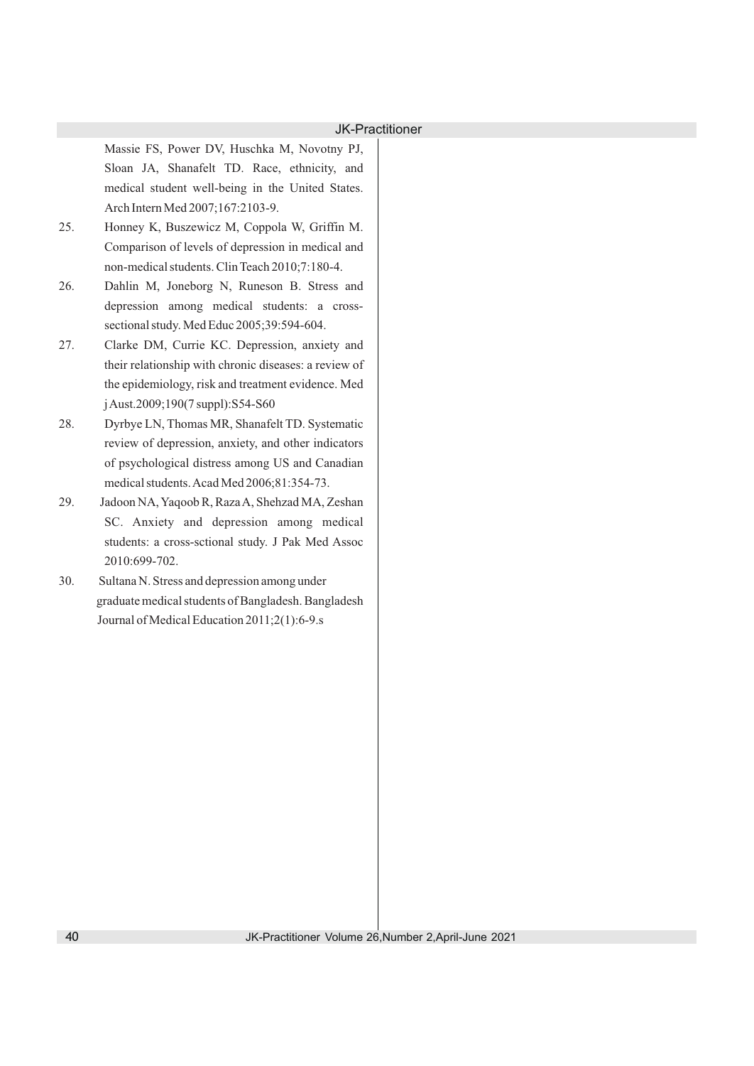Massie FS, Power DV, Huschka M, Novotny PJ, Sloan JA, Shanafelt TD. Race, ethnicity, and medical student well-being in the United States. Arch Intern Med 2007;167:2103-9.

25. Honney K, Buszewicz M, Coppola W, Griffin M. Comparison of levels of depression in medical and non-medical students. Clin Teach 2010;7:180-4.
26. Dahlin M, Joneborg N, Runeson B. Stress and depression among medical students: a cross-sectional study. Med Educ 2005;39:594-604.
27. Clarke DM, Currie KC. Depression, anxiety and their relationship with chronic diseases: a review of the epidemiology, risk and treatment evidence. Med j Aust.2009;190(7 suppl):S54-S60
28. Dyrbye LN, Thomas MR, Shanafelt TD. Systematic review of depression, anxiety, and other indicators of psychological distress among US and Canadian medical students. Acad Med 2006;81:354-73.
29. Jadoon NA, Yaqoob R, Raza A, Shehzad MA, Zeshan SC. Anxiety and depression among medical students: a cross-sctional study. J Pak Med Assoc 2010:699-702.
30. Sultana N. Stress and depression among under graduate medical students of Bangladesh. Bangladesh Journal of Medical Education 2011;2(1):6-9.s